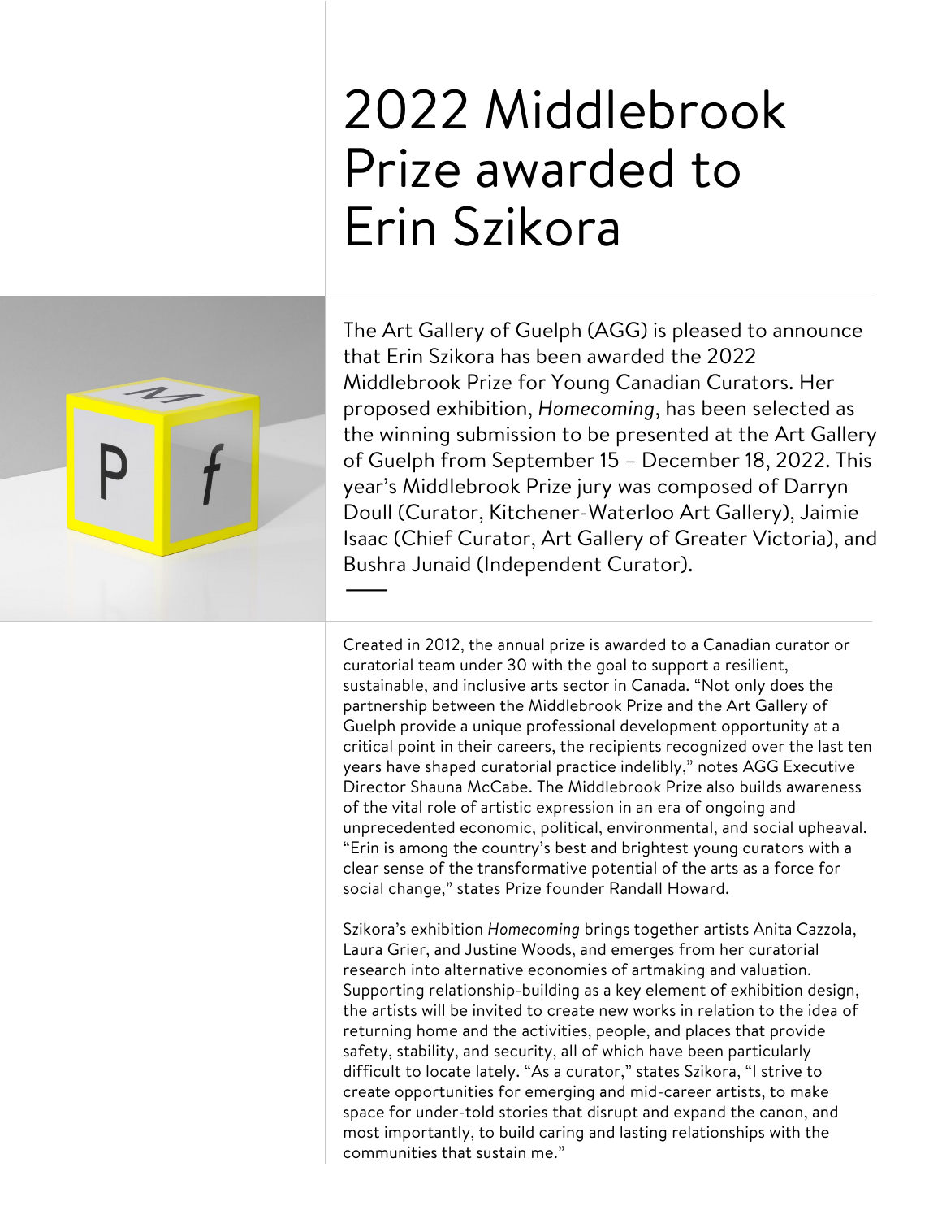# 2022 Middlebrook Prize awarded to Erin Szikora

The Art Gallery of Guelph (AGG) is pleased to announce that Erin Szikora has been awarded the 2022 Middlebrook Prize for Young Canadian Curators. Her proposed exhibition, *Homecoming*, has been selected as the winning submission to be presented at the Art Gallery of Guelph from September 15 – December 18, 2022. This year's Middlebrook Prize jury was composed of Darryn Doull (Curator, Kitchener-Waterloo Art Gallery), Jaimie Isaac (Chief Curator, Art Gallery of Greater Victoria), and Bushra Junaid (Independent Curator).

Created in 2012, the annual prize is awarded to a Canadian curator or curatorial team under 30 with the goal to support a resilient, sustainable, and inclusive arts sector in Canada. "Not only does the partnership between the Middlebrook Prize and the Art Gallery of Guelph provide a unique professional development opportunity at a critical point in their careers, the recipients recognized over the last ten years have shaped curatorial practice indelibly," notes AGG Executive Director Shauna McCabe. The Middlebrook Prize also builds awareness of the vital role of artistic expression in an era of ongoing and unprecedented economic, political, environmental, and social upheaval. "Erin is among the country's best and brightest young curators with a clear sense of the transformative potential of the arts as a force for social change," states Prize founder Randall Howard.

Szikora's exhibition *Homecoming* brings together artists Anita Cazzola, Laura Grier, and Justine Woods, and emerges from her curatorial research into alternative economies of artmaking and valuation. Supporting relationship-building as a key element of exhibition design, the artists will be invited to create new works in relation to the idea of returning home and the activities, people, and places that provide safety, stability, and security, all of which have been particularly difficult to locate lately. "As a curator," states Szikora, "I strive to create opportunities for emerging and mid-career artists, to make space for under-told stories that disrupt and expand the canon, and most importantly, to build caring and lasting relationships with the communities that sustain me."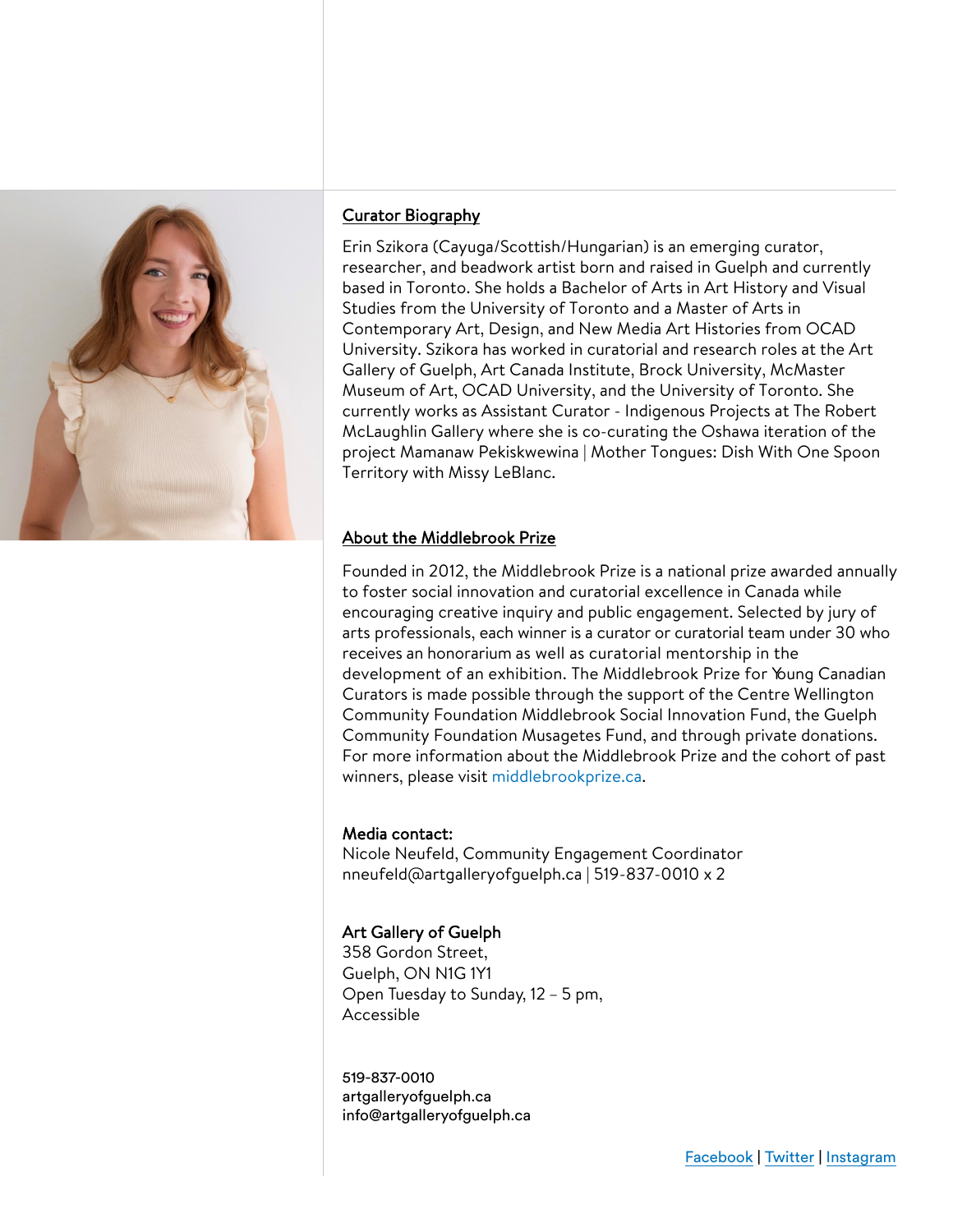## Curator Biography

Erin Szikora (Cayuga/Scottish/Hungarian) is an emerging curator, researcher, and beadwork artist born and raised in Guelph and currently based in Toronto. She holds a Bachelor of Arts in Art History and Visual Studies from the University of Toronto and a Master of Arts in Contemporary Art, Design, and New Media Art Histories from OCAD University. Szikora has worked in curatorial and research roles at the Art Gallery of Guelph, Art Canada Institute, Brock University, McMaster Museum of Art, OCAD University, and the University of Toronto. She currently works as Assistant Curator - Indigenous Projects at The Robert McLaughlin Gallery where she is co-curating the Oshawa iteration of the project Mamanaw Pekiskwewina | Mother Tongues: Dish With One Spoon Territory with Missy LeBlanc.

## About the Middlebrook Prize

Founded in 2012, the Middlebrook Prize is a national prize awarded annually to foster social innovation and curatorial excellence in Canada while encouraging creative inquiry and public engagement. Selected by jury of arts professionals, each winner is a curator or curatorial team under 30 who receives an honorarium as well as curatorial mentorship in the development of an exhibition. The Middlebrook Prize for Young Canadian Curators is made possible through the support of the Centre Wellington Community Foundation Middlebrook Social Innovation Fund, the Guelph Community Foundation Musagetes Fund, and through private donations. For more information about the Middlebrook Prize and the cohort of past winners, please visit middlebrookprize.ca.

**Media contact:**
Nicole Neufeld, Community Engagement Coordinator
nneufeld@artgalleryofguelph.ca | 519-837-0010 x 2

**Art Gallery of Guelph**
358 Gordon Street,
Guelph, ON N1G 1Y1
Open Tuesday to Sunday, 12 – 5 pm,
Accessible

519-837-0010
artgalleryofguelph.ca
info@artgalleryofguelph.ca

Facebook | Twitter | Instagram